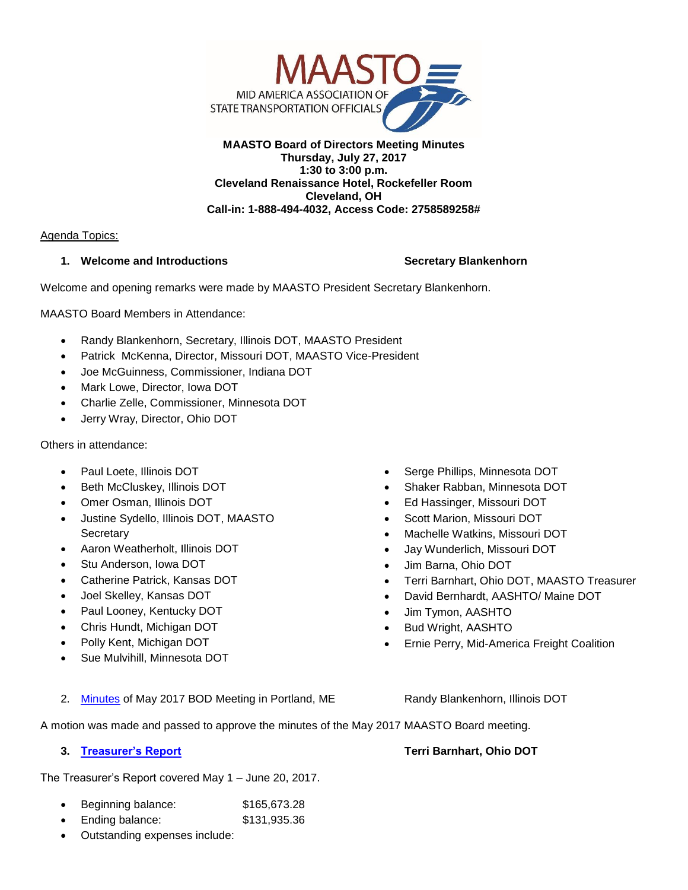MAASTO

MID AMERICA ASSOCIATION OF STATE TRANSPORTATION OFFICIALS

**MAASTO Board of Directors Meeting Minutes**
**Thursday, July 27, 2017**
**1:30 to 3:00 p.m.**
**Cleveland Renaissance Hotel, Rockefeller Room**
**Cleveland, OH**
**Call-in: 1-888-494-4032, Access Code: 2758589258#**

Agenda Topics:

1. **Welcome and Introductions** — **Secretary Blankenhorn**

Welcome and opening remarks were made by MAASTO President Secretary Blankenhorn.

MAASTO Board Members in Attendance:

- Randy Blankenhorn, Secretary, Illinois DOT, MAASTO President
- Patrick McKenna, Director, Missouri DOT, MAASTO Vice-President
- Joe McGuinness, Commissioner, Indiana DOT
- Mark Lowe, Director, Iowa DOT
- Charlie Zelle, Commissioner, Minnesota DOT
- Jerry Wray, Director, Ohio DOT

Others in attendance:

- Paul Loete, Illinois DOT
- Beth McCluskey, Illinois DOT
- Omer Osman, Illinois DOT
- Justine Sydello, Illinois DOT, MAASTO Secretary
- Aaron Weatherholt, Illinois DOT
- Stu Anderson, Iowa DOT
- Catherine Patrick, Kansas DOT
- Joel Skelley, Kansas DOT
- Paul Looney, Kentucky DOT
- Chris Hundt, Michigan DOT
- Polly Kent, Michigan DOT
- Sue Mulvihill, Minnesota DOT
- Serge Phillips, Minnesota DOT
- Shaker Rabban, Minnesota DOT
- Ed Hassinger, Missouri DOT
- Scott Marion, Missouri DOT
- Machelle Watkins, Missouri DOT
- Jay Wunderlich, Missouri DOT
- Jim Barna, Ohio DOT
- Terri Barnhart, Ohio DOT, MAASTO Treasurer
- David Bernhardt, AASHTO/ Maine DOT
- Jim Tymon, AASHTO
- Bud Wright, AASHTO
- Ernie Perry, Mid-America Freight Coalition

2. Minutes of May 2017 BOD Meeting in Portland, ME — Randy Blankenhorn, Illinois DOT

A motion was made and passed to approve the minutes of the May 2017 MAASTO Board meeting.

3. **Treasurer's Report** — **Terri Barnhart, Ohio DOT**

The Treasurer's Report covered May 1 – June 20, 2017.

- Beginning balance: $165,673.28
- Ending balance: $131,935.36
- Outstanding expenses include: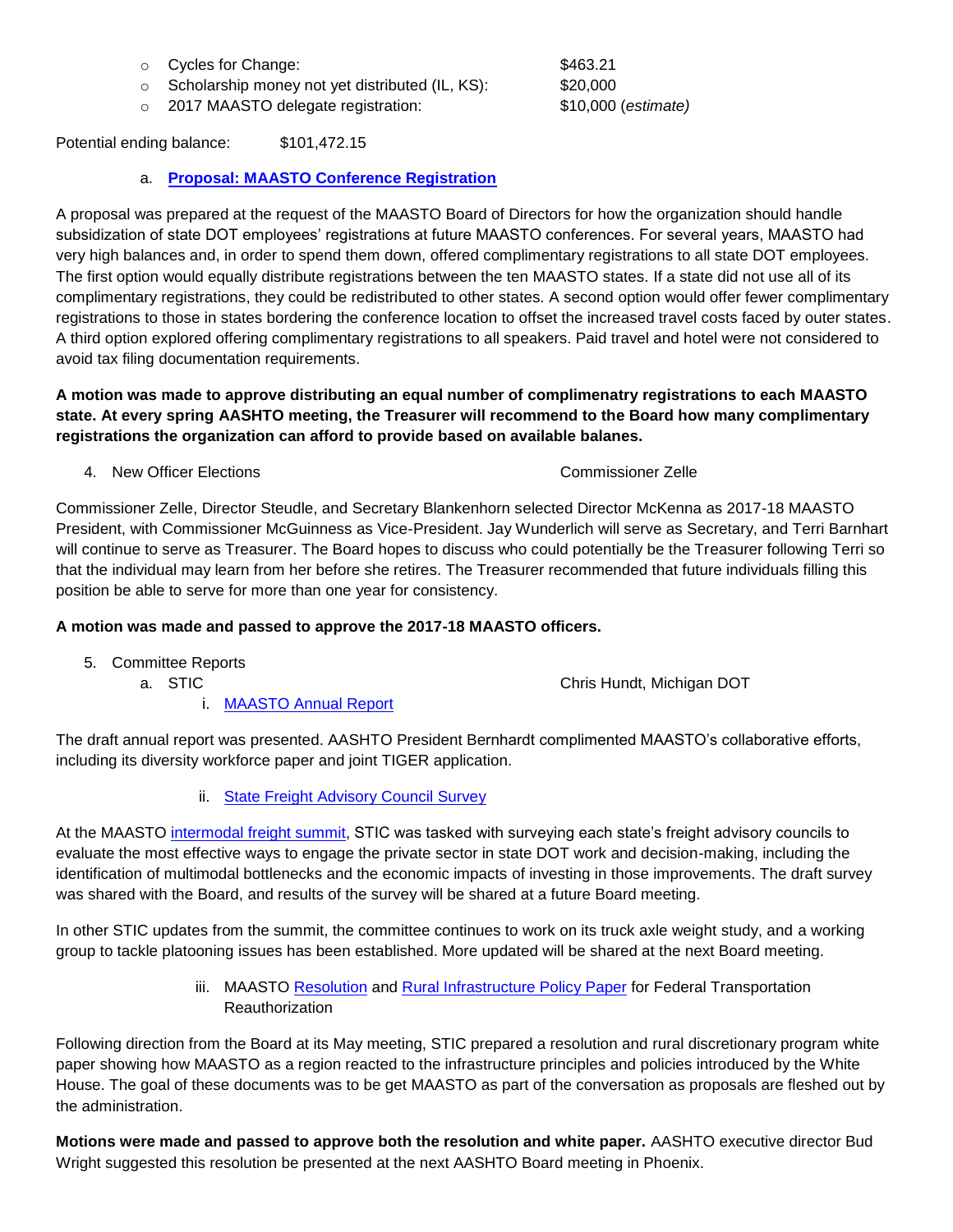- Cycles for Change: $463.21
- Scholarship money not yet distributed (IL, KS): $20,000
- 2017 MAASTO delegate registration: $10,000 (*estimate)*

Potential ending balance: $101,472.15

a. **Proposal: MAASTO Conference Registration**

A proposal was prepared at the request of the MAASTO Board of Directors for how the organization should handle subsidization of state DOT employees' registrations at future MAASTO conferences. For several years, MAASTO had very high balances and, in order to spend them down, offered complimentary registrations to all state DOT employees. The first option would equally distribute registrations between the ten MAASTO states. If a state did not use all of its complimentary registrations, they could be redistributed to other states. A second option would offer fewer complimentary registrations to those in states bordering the conference location to offset the increased travel costs faced by outer states. A third option explored offering complimentary registrations to all speakers. Paid travel and hotel were not considered to avoid tax filing documentation requirements.

**A motion was made to approve distributing an equal number of complimenatry registrations to each MAASTO state. At every spring AASHTO meeting, the Treasurer will recommend to the Board how many complimentary registrations the organization can afford to provide based on available balanes.**

4. New Officer Elections — Commissioner Zelle

Commissioner Zelle, Director Steudle, and Secretary Blankenhorn selected Director McKenna as 2017-18 MAASTO President, with Commissioner McGuinness as Vice-President. Jay Wunderlich will serve as Secretary, and Terri Barnhart will continue to serve as Treasurer. The Board hopes to discuss who could potentially be the Treasurer following Terri so that the individual may learn from her before she retires. The Treasurer recommended that future individuals filling this position be able to serve for more than one year for consistency.

**A motion was made and passed to approve the 2017-18 MAASTO officers.**

5. Committee Reports
   a. STIC — Chris Hundt, Michigan DOT
      i. MAASTO Annual Report

The draft annual report was presented. AASHTO President Bernhardt complimented MAASTO's collaborative efforts, including its diversity workforce paper and joint TIGER application.

ii. State Freight Advisory Council Survey

At the MAASTO intermodal freight summit, STIC was tasked with surveying each state's freight advisory councils to evaluate the most effective ways to engage the private sector in state DOT work and decision-making, including the identification of multimodal bottlenecks and the economic impacts of investing in those improvements. The draft survey was shared with the Board, and results of the survey will be shared at a future Board meeting.

In other STIC updates from the summit, the committee continues to work on its truck axle weight study, and a working group to tackle platooning issues has been established. More updated will be shared at the next Board meeting.

iii. MAASTO Resolution and Rural Infrastructure Policy Paper for Federal Transportation Reauthorization

Following direction from the Board at its May meeting, STIC prepared a resolution and rural discretionary program white paper showing how MAASTO as a region reacted to the infrastructure principles and policies introduced by the White House. The goal of these documents was to be get MAASTO as part of the conversation as proposals are fleshed out by the administration.

**Motions were made and passed to approve both the resolution and white paper.** AASHTO executive director Bud Wright suggested this resolution be presented at the next AASHTO Board meeting in Phoenix.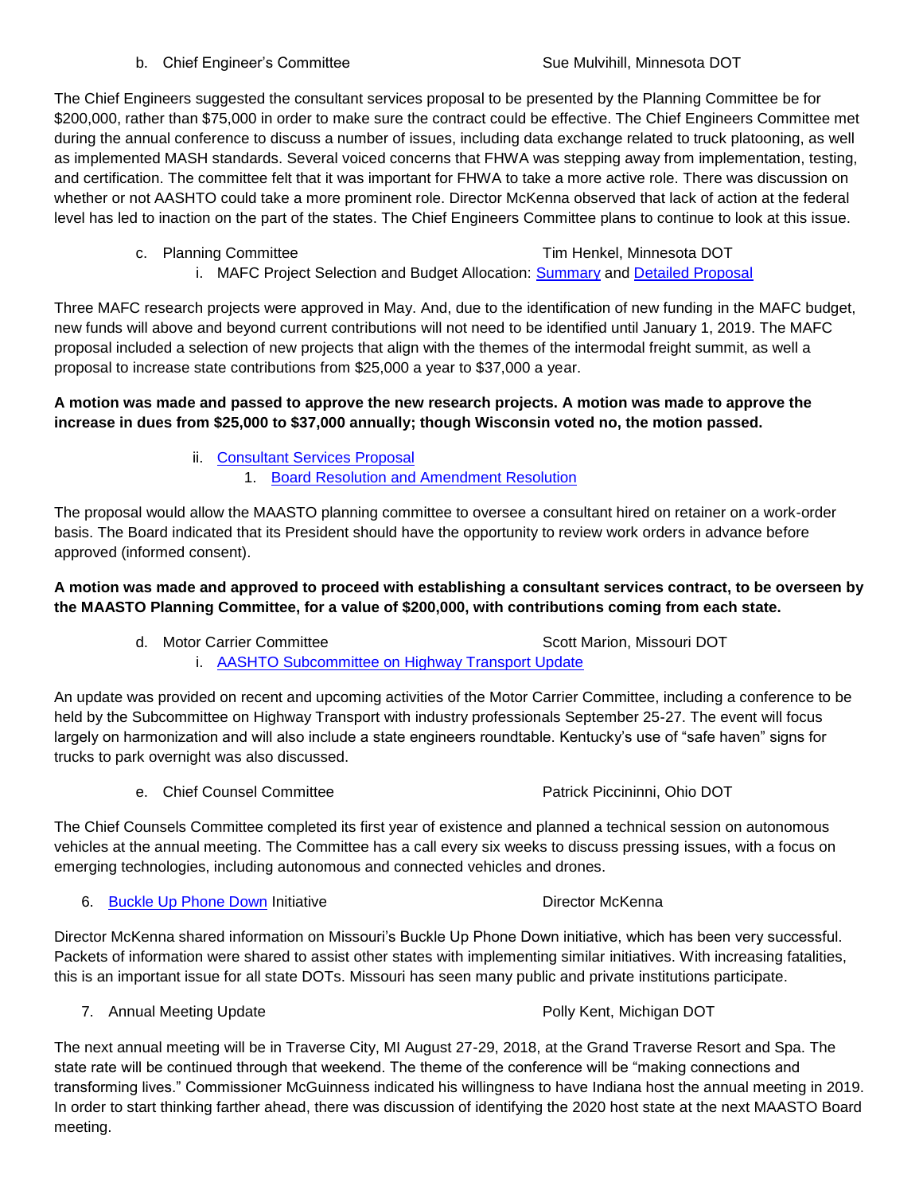b. Chief Engineer's Committee  Sue Mulvihill, Minnesota DOT

The Chief Engineers suggested the consultant services proposal to be presented by the Planning Committee be for $200,000, rather than $75,000 in order to make sure the contract could be effective. The Chief Engineers Committee met during the annual conference to discuss a number of issues, including data exchange related to truck platooning, as well as implemented MASH standards. Several voiced concerns that FHWA was stepping away from implementation, testing, and certification. The committee felt that it was important for FHWA to take a more active role. There was discussion on whether or not AASHTO could take a more prominent role. Director McKenna observed that lack of action at the federal level has led to inaction on the part of the states. The Chief Engineers Committee plans to continue to look at this issue.

c. Planning Committee  Tim Henkel, Minnesota DOT

i. MAFC Project Selection and Budget Allocation: Summary and Detailed Proposal

Three MAFC research projects were approved in May. And, due to the identification of new funding in the MAFC budget, new funds will above and beyond current contributions will not need to be identified until January 1, 2019. The MAFC proposal included a selection of new projects that align with the themes of the intermodal freight summit, as well a proposal to increase state contributions from $25,000 a year to $37,000 a year.

**A motion was made and passed to approve the new research projects. A motion was made to approve the increase in dues from $25,000 to $37,000 annually; though Wisconsin voted no, the motion passed.**

ii. Consultant Services Proposal

1. Board Resolution and Amendment Resolution

The proposal would allow the MAASTO planning committee to oversee a consultant hired on retainer on a work-order basis. The Board indicated that its President should have the opportunity to review work orders in advance before approved (informed consent).

**A motion was made and approved to proceed with establishing a consultant services contract, to be overseen by the MAASTO Planning Committee, for a value of $200,000, with contributions coming from each state.**

d. Motor Carrier Committee  Scott Marion, Missouri DOT

i. AASHTO Subcommittee on Highway Transport Update

An update was provided on recent and upcoming activities of the Motor Carrier Committee, including a conference to be held by the Subcommittee on Highway Transport with industry professionals September 25-27. The event will focus largely on harmonization and will also include a state engineers roundtable. Kentucky's use of "safe haven" signs for trucks to park overnight was also discussed.

e. Chief Counsel Committee  Patrick Piccininni, Ohio DOT

The Chief Counsels Committee completed its first year of existence and planned a technical session on autonomous vehicles at the annual meeting. The Committee has a call every six weeks to discuss pressing issues, with a focus on emerging technologies, including autonomous and connected vehicles and drones.

6. Buckle Up Phone Down Initiative  Director McKenna

Director McKenna shared information on Missouri's Buckle Up Phone Down initiative, which has been very successful. Packets of information were shared to assist other states with implementing similar initiatives. With increasing fatalities, this is an important issue for all state DOTs. Missouri has seen many public and private institutions participate.

7. Annual Meeting Update  Polly Kent, Michigan DOT

The next annual meeting will be in Traverse City, MI August 27-29, 2018, at the Grand Traverse Resort and Spa. The state rate will be continued through that weekend. The theme of the conference will be "making connections and transforming lives." Commissioner McGuinness indicated his willingness to have Indiana host the annual meeting in 2019. In order to start thinking farther ahead, there was discussion of identifying the 2020 host state at the next MAASTO Board meeting.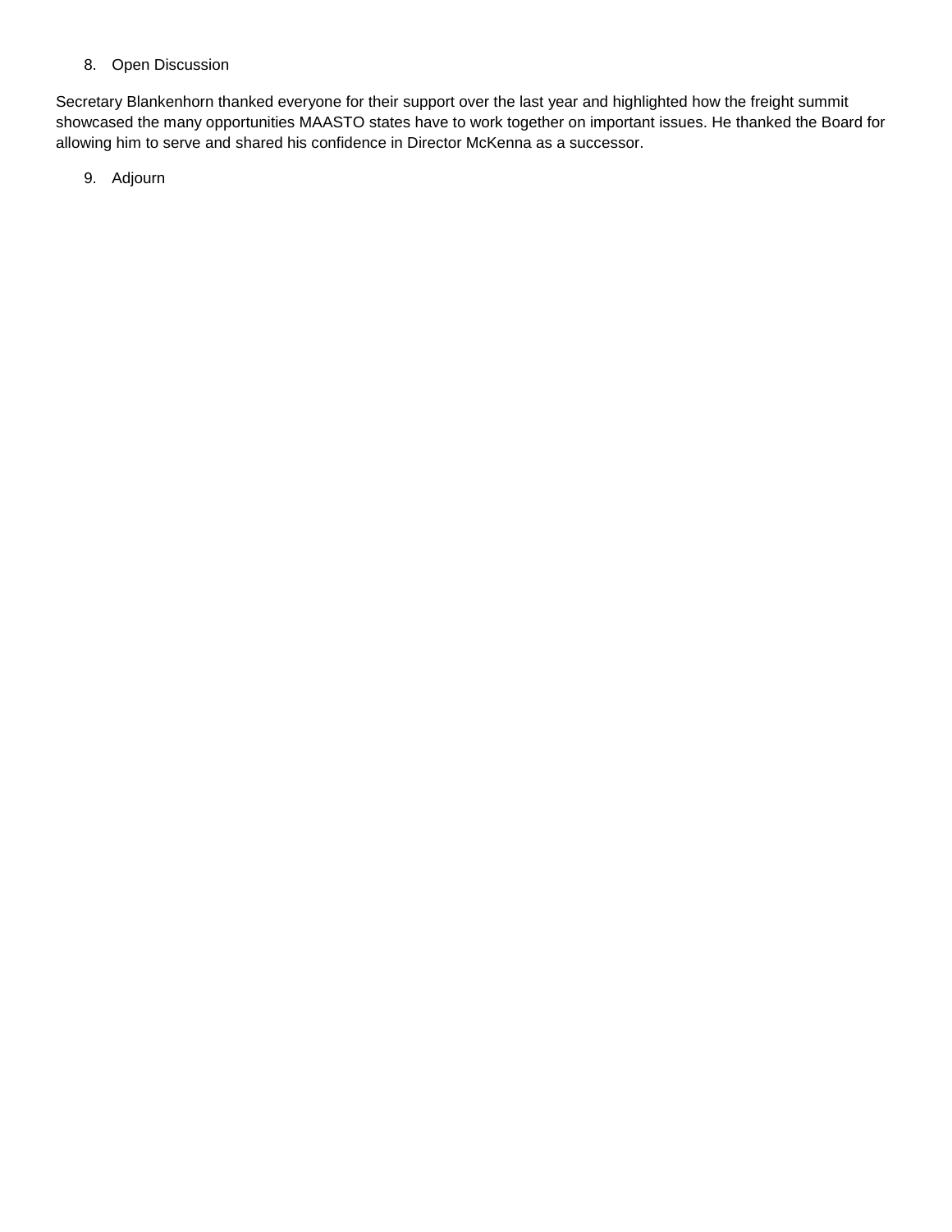8. Open Discussion

Secretary Blankenhorn thanked everyone for their support over the last year and highlighted how the freight summit showcased the many opportunities MAASTO states have to work together on important issues. He thanked the Board for allowing him to serve and shared his confidence in Director McKenna as a successor.

9. Adjourn